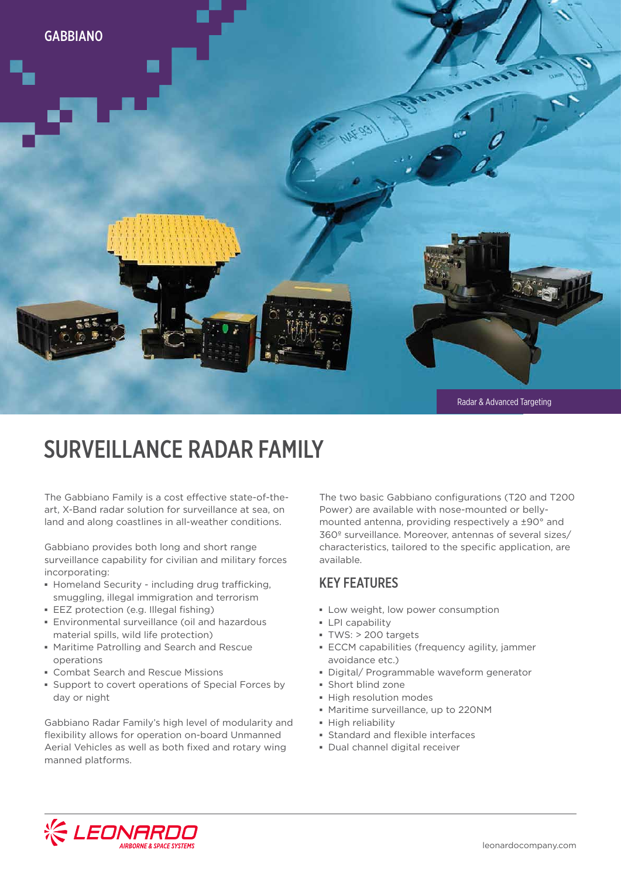GABBIANO

Radar & Advanced Targeting

# SURVEILLANCE RADAR FAMILY

The Gabbiano Family is a cost effective state-of-the-art, X-Band radar solution for surveillance at sea, on land and along coastlines in all-weather conditions.

Gabbiano provides both long and short range surveillance capability for civilian and military forces incorporating:

- Homeland Security - including drug trafficking, smuggling, illegal immigration and terrorism
- EEZ protection (e.g. Illegal fishing)
- Environmental surveillance (oil and hazardous material spills, wild life protection)
- Maritime Patrolling and Search and Rescue operations
- Combat Search and Rescue Missions
- Support to covert operations of Special Forces by day or night

Gabbiano Radar Family's high level of modularity and flexibility allows for operation on-board Unmanned Aerial Vehicles as well as both fixed and rotary wing manned platforms.

The two basic Gabbiano configurations (T20 and T200 Power) are available with nose-mounted or belly-mounted antenna, providing respectively a ±90° and 360º surveillance. Moreover, antennas of several sizes/ characteristics, tailored to the specific application, are available.

## KEY FEATURES

- Low weight, low power consumption
- LPI capability
- TWS: > 200 targets
- ECCM capabilities (frequency agility, jammer avoidance etc.)
- Digital/ Programmable waveform generator
- Short blind zone
- High resolution modes
- Maritime surveillance, up to 220NM
- High reliability
- Standard and flexible interfaces
- Dual channel digital receiver

LEONARDO AIRBORNE & SPACE SYSTEMS

leonardocompany.com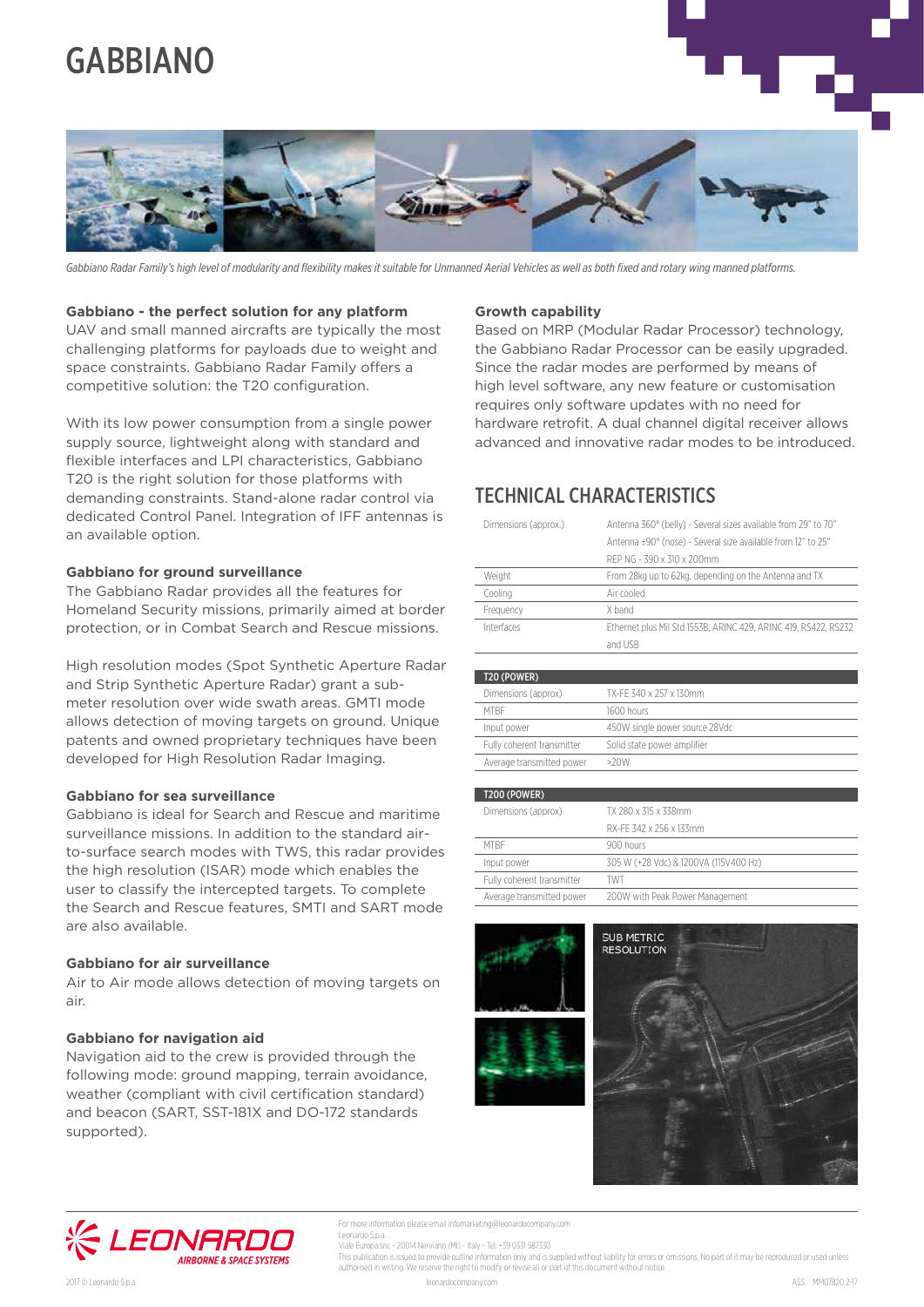# GABBIANO

*Gabbiano Radar Family's high level of modularity and flexibility makes it suitable for Unmanned Aerial Vehicles as well as both fixed and rotary wing manned platforms.*

**Gabbiano - the perfect solution for any platform**
UAV and small manned aircrafts are typically the most challenging platforms for payloads due to weight and space constraints. Gabbiano Radar Family offers a competitive solution: the T20 configuration.

With its low power consumption from a single power supply source, lightweight along with standard and flexible interfaces and LPI characteristics, Gabbiano T20 is the right solution for those platforms with demanding constraints. Stand-alone radar control via dedicated Control Panel. Integration of IFF antennas is an available option.

**Gabbiano for ground surveillance**
The Gabbiano Radar provides all the features for Homeland Security missions, primarily aimed at border protection, or in Combat Search and Rescue missions.

High resolution modes (Spot Synthetic Aperture Radar and Strip Synthetic Aperture Radar) grant a sub-meter resolution over wide swath areas. GMTI mode allows detection of moving targets on ground. Unique patents and owned proprietary techniques have been developed for High Resolution Radar Imaging.

**Gabbiano for sea surveillance**
Gabbiano is ideal for Search and Rescue and maritime surveillance missions. In addition to the standard air-to-surface search modes with TWS, this radar provides the high resolution (ISAR) mode which enables the user to classify the intercepted targets. To complete the Search and Rescue features, SMTI and SART mode are also available.

**Gabbiano for air surveillance**
Air to Air mode allows detection of moving targets on air.

**Gabbiano for navigation aid**
Navigation aid to the crew is provided through the following mode: ground mapping, terrain avoidance, weather (compliant with civil certification standard) and beacon (SART, SST-181X and DO-172 standards supported).

**Growth capability**
Based on MRP (Modular Radar Processor) technology, the Gabbiano Radar Processor can be easily upgraded. Since the radar modes are performed by means of high level software, any new feature or customisation requires only software updates with no need for hardware retrofit. A dual channel digital receiver allows advanced and innovative radar modes to be introduced.

## TECHNICAL CHARACTERISTICS

| | |
|---|---|
| Dimensions (approx.) | Antenna 360° (belly) - Several sizes available from 29" to 70"<br>Antenna ±90° (nose) - Several size available from 12" to 25"<br>REP NG - 390 x 310 x 200mm |
| Weight | From 28kg up to 62kg, depending on the Antenna and TX |
| Cooling | Air cooled |
| Frequency | X band |
| Interfaces | Ethernet plus Mil Std 1553B, ARINC 429, ARINC 419, RS422, RS232 and USB |

| T20 (POWER) | |
|---|---|
| Dimensions (approx) | TX-FE 340 x 257 x 130mm |
| MTBF | 1600 hours |
| Input power | 450W single power source 28Vdc |
| Fully coherent transmitter | Solid state power amplifier |
| Average transmitted power | >20W |

| T200 (POWER) | |
|---|---|
| Dimensions (approx) | TX 280 x 315 x 338mm<br>RX-FE 342 x 256 x 133mm |
| MTBF | 900 hours |
| Input power | 305 W (+28 Vdc) & 1200VA (115V400 Hz) |
| Fully coherent transmitter | TWT |
| Average transmitted power | 200W with Peak Power Management |

SUB METRIC RESOLUTION

LEONARDO
AIRBORNE & SPACE SYSTEMS

For more information please email infomarketing@leonardocompany.com
Leonardo S.p.a.
Viale Europa snc - 20014 Nerviano (MI) - Italy - Tel: +39 0331 587330
This publication is issued to provide outline information only and is supplied without liability for errors or omissions. No part of it may be reproduced or used unless authorised in writing. We reserve the right to modify or revise all or part of this document without notice.

2017 © Leonardo S.p.a. leonardocompany.com ASS MM07820 2-17